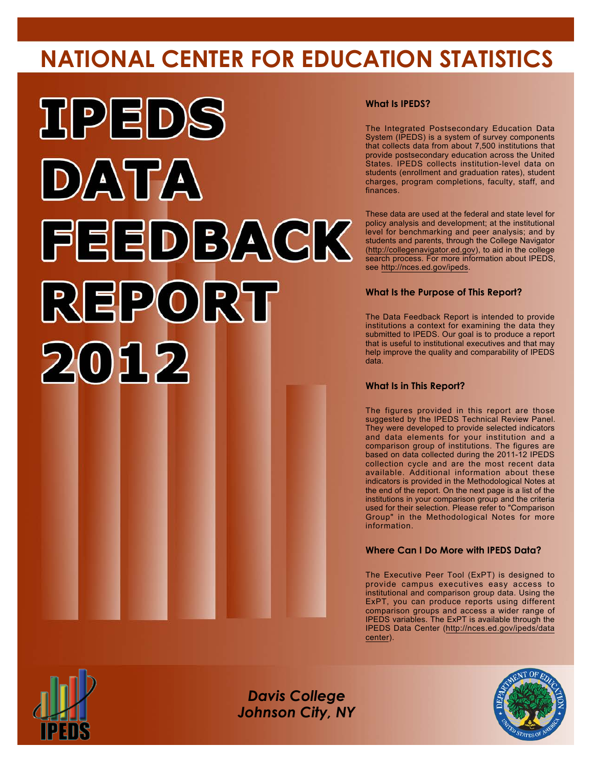# NATIONAL CENTER FOR EDUCATION STATISTICS

# IPEDS DATA FEEDBACK REPORT 2012

### What Is IPEDS?

The Integrated Postsecondary Education Data System (IPEDS) is a system of survey components that collects data from about 7,500 institutions that provide postsecondary education across the United States. IPEDS collects institution-level data on students (enrollment and graduation rates), student charges, program completions, faculty, staff, and finances.

These data are used at the federal and state level for policy analysis and development; at the institutional level for benchmarking and peer analysis; and by students and parents, through the College Navigator (http://collegenavigator.ed.gov), to aid in the college search process. For more information about IPEDS, see http://nces.ed.gov/ipeds.

### What Is the Purpose of This Report?

The Data Feedback Report is intended to provide institutions a context for examining the data they submitted to IPEDS. Our goal is to produce a report that is useful to institutional executives and that may help improve the quality and comparability of IPEDS data.

### What Is in This Report?

The figures provided in this report are those suggested by the IPEDS Technical Review Panel. They were developed to provide selected indicators and data elements for your institution and a comparison group of institutions. The figures are based on data collected during the 2011-12 IPEDS collection cycle and are the most recent data available. Additional information about these indicators is provided in the Methodological Notes at the end of the report. On the next page is a list of the institutions in your comparison group and the criteria used for their selection. Please refer to "Comparison Group" in the Methodological Notes for more information.

### Where Can I Do More with IPEDS Data?

The Executive Peer Tool (ExPT) is designed to provide campus executives easy access to institutional and comparison group data. Using the ExPT, you can produce reports using different comparison groups and access a wider range of IPEDS variables. The ExPT is available through the IPEDS Data Center (http://nces.ed.gov/ipeds/datacenter).

*Davis College*
*Johnson City, NY*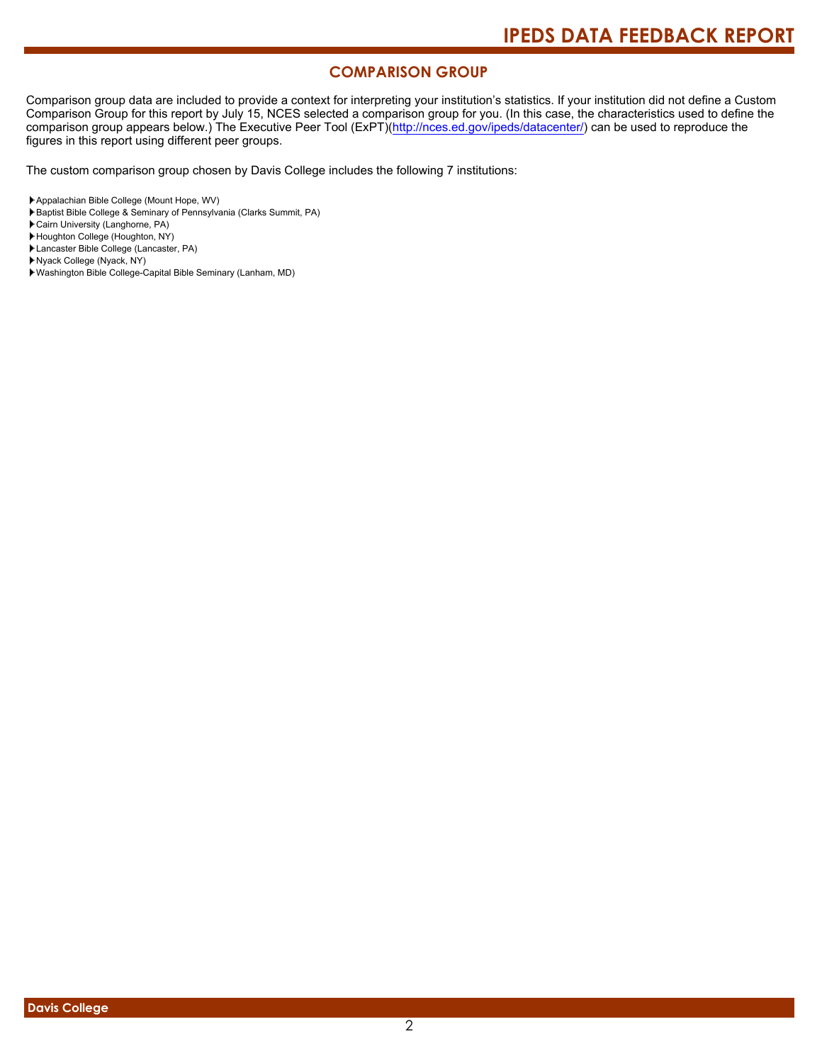## COMPARISON GROUP

Comparison group data are included to provide a context for interpreting your institution's statistics. If your institution did not define a Custom Comparison Group for this report by July 15, NCES selected a comparison group for you. (In this case, the characteristics used to define the comparison group appears below.) The Executive Peer Tool (ExPT)(http://nces.ed.gov/ipeds/datacenter/) can be used to reproduce the figures in this report using different peer groups.

The custom comparison group chosen by Davis College includes the following 7 institutions:

- Appalachian Bible College (Mount Hope, WV)
- Baptist Bible College & Seminary of Pennsylvania (Clarks Summit, PA)
- Cairn University (Langhorne, PA)
- Houghton College (Houghton, NY)
- Lancaster Bible College (Lancaster, PA)
- Nyack College (Nyack, NY)
- Washington Bible College-Capital Bible Seminary (Lanham, MD)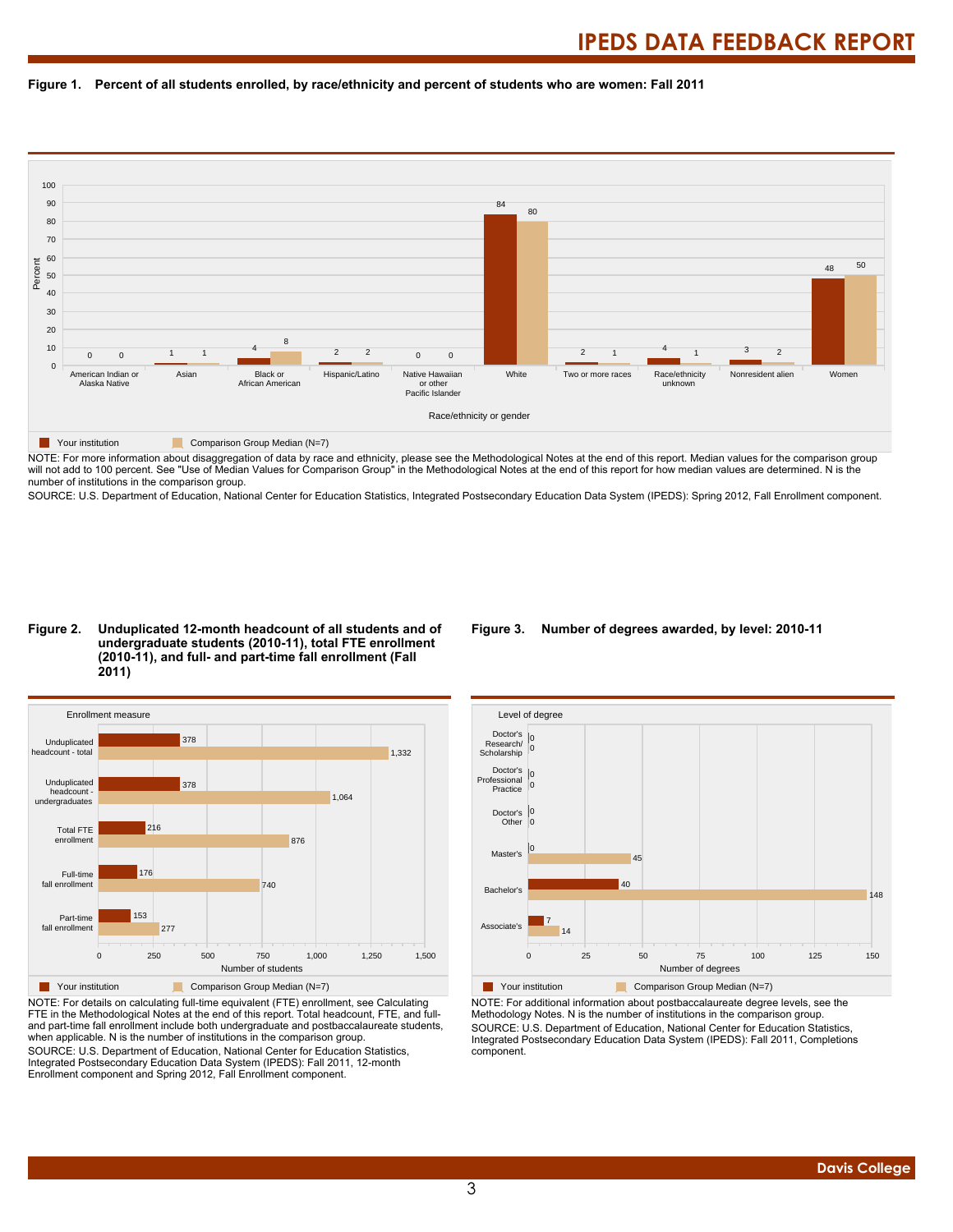## Figure 1. Percent of all students enrolled, by race/ethnicity and percent of students who are women: Fall 2011

| Race/ethnicity or gender | Your institution | Comparison Group Median (N=7) |
|---|---|---|
| American Indian or Alaska Native | 0 | 0 |
| Asian | 1 | 1 |
| Black or African American | 4 | 8 |
| Hispanic/Latino | 2 | 2 |
| Native Hawaiian or other Pacific Islander | 0 | 0 |
| White | 84 | 80 |
| Two or more races | 2 | 1 |
| Race/ethnicity unknown | 4 | 1 |
| Nonresident alien | 3 | 2 |
| Women | 48 | 50 |

NOTE: For more information about disaggregation of data by race and ethnicity, please see the Methodological Notes at the end of this report. Median values for the comparison group will not add to 100 percent. See "Use of Median Values for Comparison Group" in the Methodological Notes at the end of this report for how median values are determined. N is the number of institutions in the comparison group.

SOURCE: U.S. Department of Education, National Center for Education Statistics, Integrated Postsecondary Education Data System (IPEDS): Spring 2012, Fall Enrollment component.

## Figure 2. Unduplicated 12-month headcount of all students and of undergraduate students (2010-11), total FTE enrollment (2010-11), and full- and part-time fall enrollment (Fall 2011)

| Enrollment measure | Your institution | Comparison Group Median (N=7) |
|---|---|---|
| Unduplicated headcount - total | 378 | 1,332 |
| Unduplicated headcount - undergraduates | 378 | 1,064 |
| Total FTE enrollment | 216 | 876 |
| Full-time fall enrollment | 176 | 740 |
| Part-time fall enrollment | 153 | 277 |

NOTE: For details on calculating full-time equivalent (FTE) enrollment, see Calculating FTE in the Methodological Notes at the end of this report. Total headcount, FTE, and full- and part-time fall enrollment include both undergraduate and postbaccalaureate students, when applicable. N is the number of institutions in the comparison group.

SOURCE: U.S. Department of Education, National Center for Education Statistics, Integrated Postsecondary Education Data System (IPEDS): Fall 2011, 12-month Enrollment component and Spring 2012, Fall Enrollment component.

## Figure 3. Number of degrees awarded, by level: 2010-11

| Level of degree | Your institution | Comparison Group Median (N=7) |
|---|---|---|
| Doctor's Research/ Scholarship | 0 | 0 |
| Doctor's Professional Practice | 0 | 0 |
| Doctor's Other | 0 | 0 |
| Master's | 0 | 45 |
| Bachelor's | 40 | 148 |
| Associate's | 7 | 14 |

NOTE: For additional information about postbaccalaureate degree levels, see the Methodology Notes. N is the number of institutions in the comparison group.

SOURCE: U.S. Department of Education, National Center for Education Statistics, Integrated Postsecondary Education Data System (IPEDS): Fall 2011, Completions component.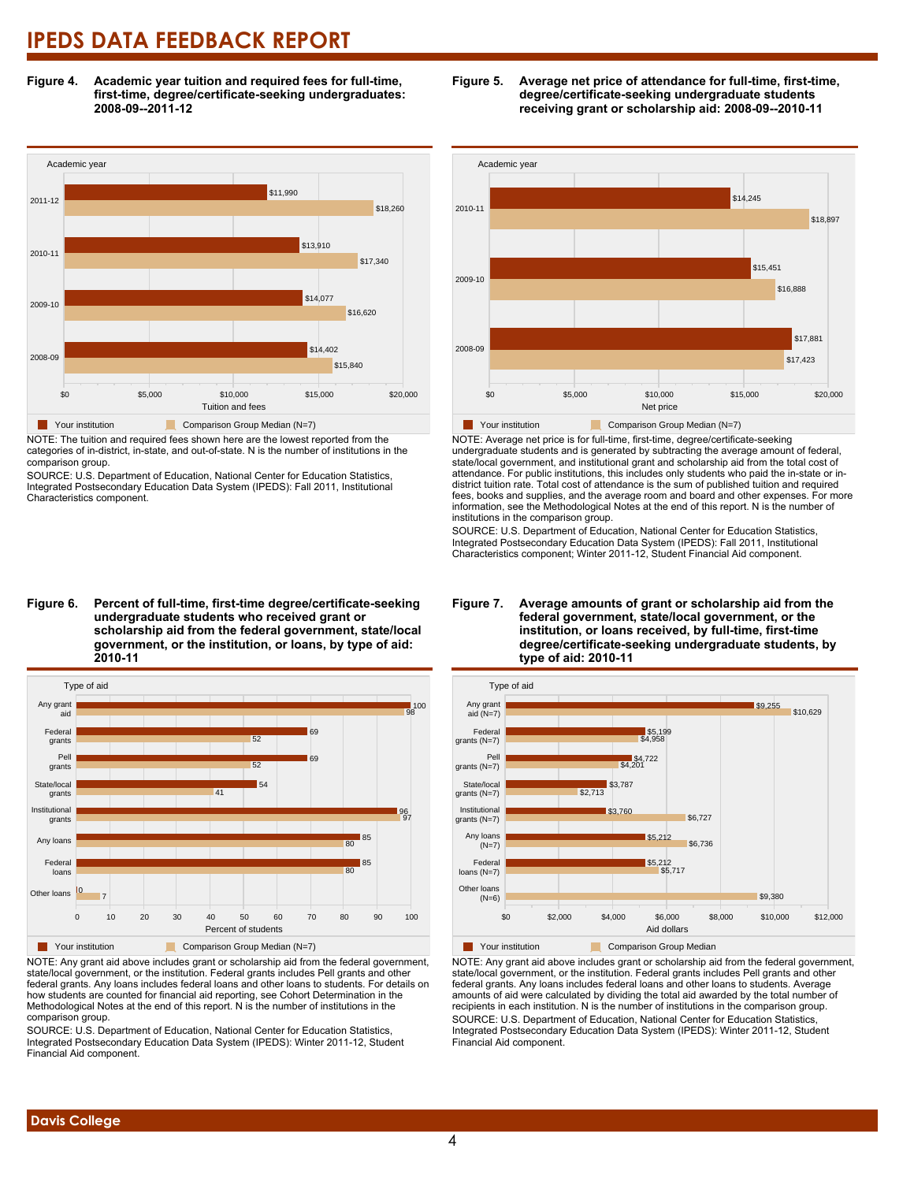# IPEDS DATA FEEDBACK REPORT

**Figure 4. Academic year tuition and required fees for full-time, first-time, degree/certificate-seeking undergraduates: 2008-09--2011-12**

| Academic year | Your institution | Comparison Group Median (N=7) |
|---|---|---|
| 2011-12 | $11,990 | $18,260 |
| 2010-11 | $13,910 | $17,340 |
| 2009-10 | $14,077 | $16,620 |
| 2008-09 | $14,402 | $15,840 |

NOTE: The tuition and required fees shown here are the lowest reported from the categories of in-district, in-state, and out-of-state. N is the number of institutions in the comparison group.

SOURCE: U.S. Department of Education, National Center for Education Statistics, Integrated Postsecondary Education Data System (IPEDS): Fall 2011, Institutional Characteristics component.

**Figure 5. Average net price of attendance for full-time, first-time, degree/certificate-seeking undergraduate students receiving grant or scholarship aid: 2008-09--2010-11**

| Academic year | Your institution | Comparison Group Median (N=7) |
|---|---|---|
| 2010-11 | $14,245 | $18,897 |
| 2009-10 | $15,451 | $16,888 |
| 2008-09 | $17,881 | $17,423 |

NOTE: Average net price is for full-time, first-time, degree/certificate-seeking undergraduate students and is generated by subtracting the average amount of federal, state/local government, and institutional grant and scholarship aid from the total cost of attendance. For public institutions, this includes only students who paid the in-state or in-district tuition rate. Total cost of attendance is the sum of published tuition and required fees, books and supplies, and the average room and board and other expenses. For more information, see the Methodological Notes at the end of this report. N is the number of institutions in the comparison group.

SOURCE: U.S. Department of Education, National Center for Education Statistics, Integrated Postsecondary Education Data System (IPEDS): Fall 2011, Institutional Characteristics component; Winter 2011-12, Student Financial Aid component.

**Figure 6. Percent of full-time, first-time degree/certificate-seeking undergraduate students who received grant or scholarship aid from the federal government, state/local government, or the institution, or loans, by type of aid: 2010-11**

| Type of aid | Your institution | Comparison Group Median (N=7) |
|---|---|---|
| Any grant aid | 100 | 98 |
| Federal grants | 69 | 52 |
| Pell grants | 69 | 52 |
| State/local grants | 54 | 41 |
| Institutional grants | 96 | 97 |
| Any loans | 85 | 80 |
| Federal loans | 85 | 80 |
| Other loans | 0 | 7 |

NOTE: Any grant aid above includes grant or scholarship aid from the federal government, state/local government, or the institution. Federal grants includes Pell grants and other federal grants. Any loans includes federal loans and other loans to students. For details on how students are counted for financial aid reporting, see Cohort Determination in the Methodological Notes at the end of this report. N is the number of institutions in the comparison group.

SOURCE: U.S. Department of Education, National Center for Education Statistics, Integrated Postsecondary Education Data System (IPEDS): Winter 2011-12, Student Financial Aid component.

**Figure 7. Average amounts of grant or scholarship aid from the federal government, state/local government, or the institution, or loans received, by full-time, first-time degree/certificate-seeking undergraduate students, by type of aid: 2010-11**

| Type of aid | Your institution | Comparison Group Median |
|---|---|---|
| Any grant aid (N=7) | $9,255 | $10,629 |
| Federal grants (N=7) | $5,199 | $4,958 |
| Pell grants (N=7) | $4,722 | $4,201 |
| State/local grants (N=7) | $3,787 | $2,713 |
| Institutional grants (N=7) | $3,760 | $6,727 |
| Any loans (N=7) | $5,212 | $6,736 |
| Federal loans (N=7) | $5,212 | $5,717 |
| Other loans (N=6) | | $9,380 |

NOTE: Any grant aid above includes grant or scholarship aid from the federal government, state/local government, or the institution. Federal grants includes Pell grants and other federal grants. Any loans includes federal loans and other loans to students. Average amounts of aid were calculated by dividing the total aid awarded by the total number of recipients in each institution. N is the number of institutions in the comparison group.

SOURCE: U.S. Department of Education, National Center for Education Statistics, Integrated Postsecondary Education Data System (IPEDS): Winter 2011-12, Student Financial Aid component.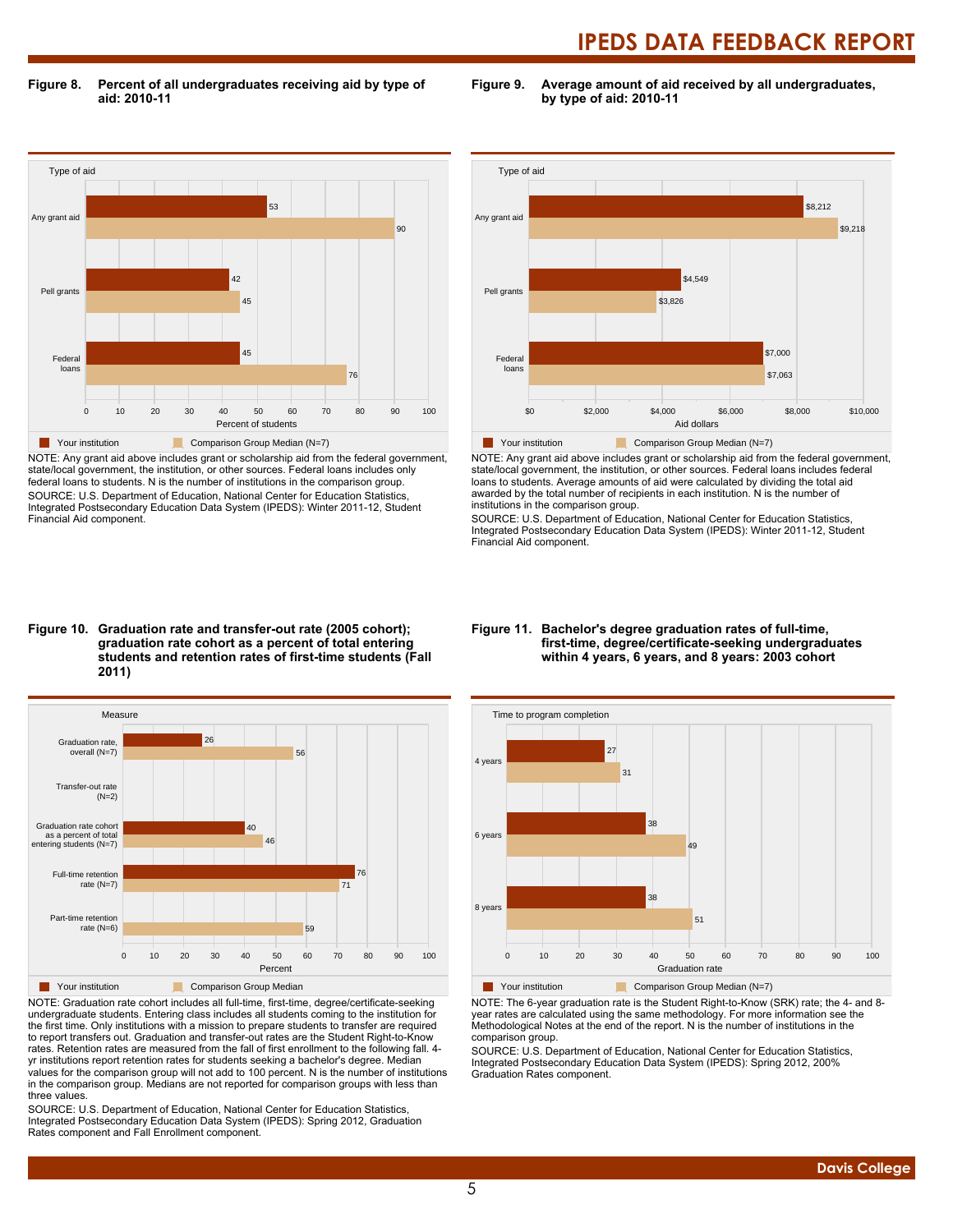## Figure 8. Percent of all undergraduates receiving aid by type of aid: 2010-11

| Type of aid | Your institution | Comparison Group Median (N=7) |
|---|---|---|
| Any grant aid | 53 | 90 |
| Pell grants | 42 | 45 |
| Federal loans | 45 | 76 |

NOTE: Any grant aid above includes grant or scholarship aid from the federal government, state/local government, the institution, or other sources. Federal loans includes only federal loans to students. N is the number of institutions in the comparison group.
SOURCE: U.S. Department of Education, National Center for Education Statistics, Integrated Postsecondary Education Data System (IPEDS): Winter 2011-12, Student Financial Aid component.

## Figure 9. Average amount of aid received by all undergraduates, by type of aid: 2010-11

| Type of aid | Your institution | Comparison Group Median (N=7) |
|---|---|---|
| Any grant aid | $8,212 | $9,218 |
| Pell grants | $4,549 | $3,826 |
| Federal loans | $7,000 | $7,063 |

NOTE: Any grant aid above includes grant or scholarship aid from the federal government, state/local government, the institution, or other sources. Federal loans includes federal loans to students. Average amounts of aid were calculated by dividing the total aid awarded by the total number of recipients in each institution. N is the number of institutions in the comparison group.
SOURCE: U.S. Department of Education, National Center for Education Statistics, Integrated Postsecondary Education Data System (IPEDS): Winter 2011-12, Student Financial Aid component.

## Figure 10. Graduation rate and transfer-out rate (2005 cohort); graduation rate cohort as a percent of total entering students and retention rates of first-time students (Fall 2011)

| Measure | Your institution | Comparison Group Median |
|---|---|---|
| Graduation rate, overall (N=7) | 26 | 56 |
| Transfer-out rate (N=2) | | |
| Graduation rate cohort as a percent of total entering students (N=7) | 40 | 46 |
| Full-time retention rate (N=7) | 76 | 71 |
| Part-time retention rate (N=6) | | 59 |

NOTE: Graduation rate cohort includes all full-time, first-time, degree/certificate-seeking undergraduate students. Entering class includes all students coming to the institution for the first time. Only institutions with a mission to prepare students to transfer are required to report transfers out. Graduation and transfer-out rates are the Student Right-to-Know rates. Retention rates are measured from the fall of first enrollment to the following fall. 4-yr institutions report retention rates for students seeking a bachelor's degree. Median values for the comparison group will not add to 100 percent. N is the number of institutions in the comparison group. Medians are not reported for comparison groups with less than three values.
SOURCE: U.S. Department of Education, National Center for Education Statistics, Integrated Postsecondary Education Data System (IPEDS): Spring 2012, Graduation Rates component and Fall Enrollment component.

## Figure 11. Bachelor's degree graduation rates of full-time, first-time, degree/certificate-seeking undergraduates within 4 years, 6 years, and 8 years: 2003 cohort

| Time to program completion | Your institution | Comparison Group Median (N=7) |
|---|---|---|
| 4 years | 27 | 31 |
| 6 years | 38 | 49 |
| 8 years | 38 | 51 |

NOTE: The 6-year graduation rate is the Student Right-to-Know (SRK) rate; the 4- and 8-year rates are calculated using the same methodology. For more information see the Methodological Notes at the end of the report. N is the number of institutions in the comparison group.
SOURCE: U.S. Department of Education, National Center for Education Statistics, Integrated Postsecondary Education Data System (IPEDS): Spring 2012, 200% Graduation Rates component.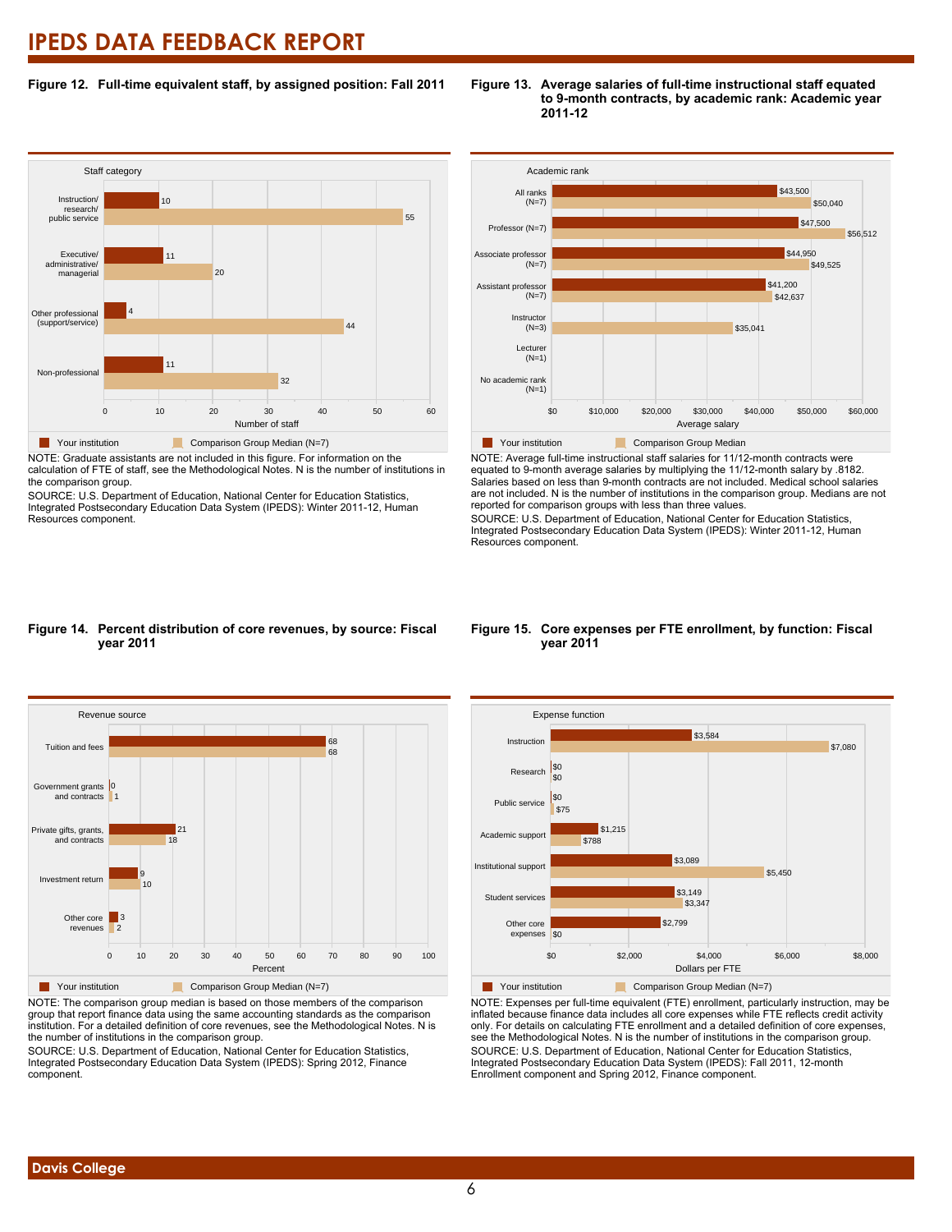# IPEDS DATA FEEDBACK REPORT

**Figure 12. Full-time equivalent staff, by assigned position: Fall 2011**

| Staff category | Your institution | Comparison Group Median (N=7) |
|---|---|---|
| Instruction/ research/ public service | 10 | 55 |
| Executive/ administrative/ managerial | 11 | 20 |
| Other professional (support/service) | 4 | 44 |
| Non-professional | 11 | 32 |

NOTE: Graduate assistants are not included in this figure. For information on the calculation of FTE of staff, see the Methodological Notes. N is the number of institutions in the comparison group.

SOURCE: U.S. Department of Education, National Center for Education Statistics, Integrated Postsecondary Education Data System (IPEDS): Winter 2011-12, Human Resources component.

**Figure 13. Average salaries of full-time instructional staff equated to 9-month contracts, by academic rank: Academic year 2011-12**

| Academic rank | Your institution | Comparison Group Median |
|---|---|---|
| All ranks (N=7) | $43,500 | $50,040 |
| Professor (N=7) | $47,500 | $56,512 |
| Associate professor (N=7) | $44,950 | $49,525 |
| Assistant professor (N=7) | $41,200 | $42,637 |
| Instructor (N=3) | | $35,041 |
| Lecturer (N=1) | | |
| No academic rank (N=1) | | |

NOTE: Average full-time instructional staff salaries for 11/12-month contracts were equated to 9-month average salaries by multiplying the 11/12-month salary by .8182. Salaries based on less than 9-month contracts are not included. Medical school salaries are not included. N is the number of institutions in the comparison group. Medians are not reported for comparison groups with less than three values.

SOURCE: U.S. Department of Education, National Center for Education Statistics, Integrated Postsecondary Education Data System (IPEDS): Winter 2011-12, Human Resources component.

**Figure 14. Percent distribution of core revenues, by source: Fiscal year 2011**

| Revenue source | Your institution | Comparison Group Median (N=7) |
|---|---|---|
| Tuition and fees | 68 | 68 |
| Government grants and contracts | 0 | 1 |
| Private gifts, grants, and contracts | 21 | 18 |
| Investment return | 9 | 10 |
| Other core revenues | 3 | 2 |

NOTE: The comparison group median is based on those members of the comparison group that report finance data using the same accounting standards as the comparison institution. For a detailed definition of core revenues, see the Methodological Notes. N is the number of institutions in the comparison group.

SOURCE: U.S. Department of Education, National Center for Education Statistics, Integrated Postsecondary Education Data System (IPEDS): Spring 2012, Finance component.

**Figure 15. Core expenses per FTE enrollment, by function: Fiscal year 2011**

| Expense function | Your institution | Comparison Group Median (N=7) |
|---|---|---|
| Instruction | $3,584 | $7,080 |
| Research | $0 | $0 |
| Public service | $0 | $75 |
| Academic support | $1,215 | $788 |
| Institutional support | $3,089 | $5,450 |
| Student services | $3,149 | $3,347 |
| Other core expenses | $2,799 | $0 |

NOTE: Expenses per full-time equivalent (FTE) enrollment, particularly instruction, may be inflated because finance data includes all core expenses while FTE reflects credit activity only. For details on calculating FTE enrollment and a detailed definition of core expenses, see the Methodological Notes. N is the number of institutions in the comparison group.

SOURCE: U.S. Department of Education, National Center for Education Statistics, Integrated Postsecondary Education Data System (IPEDS): Fall 2011, 12-month Enrollment component and Spring 2012, Finance component.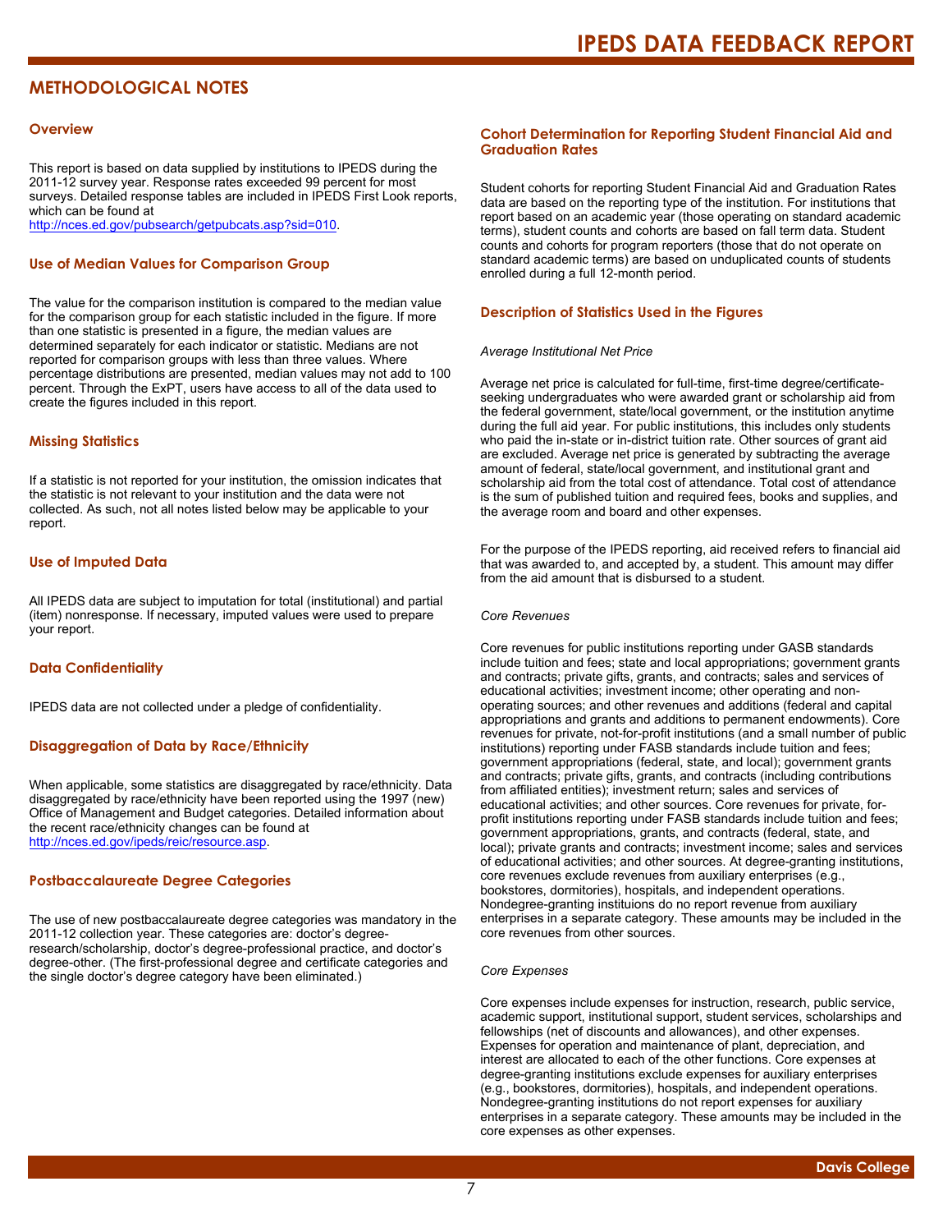## METHODOLOGICAL NOTES

### Overview

This report is based on data supplied by institutions to IPEDS during the 2011-12 survey year. Response rates exceeded 99 percent for most surveys. Detailed response tables are included in IPEDS First Look reports, which can be found at http://nces.ed.gov/pubsearch/getpubcats.asp?sid=010.

### Use of Median Values for Comparison Group

The value for the comparison institution is compared to the median value for the comparison group for each statistic included in the figure. If more than one statistic is presented in a figure, the median values are determined separately for each indicator or statistic. Medians are not reported for comparison groups with less than three values. Where percentage distributions are presented, median values may not add to 100 percent. Through the ExPT, users have access to all of the data used to create the figures included in this report.

### Missing Statistics

If a statistic is not reported for your institution, the omission indicates that the statistic is not relevant to your institution and the data were not collected. As such, not all notes listed below may be applicable to your report.

### Use of Imputed Data

All IPEDS data are subject to imputation for total (institutional) and partial (item) nonresponse. If necessary, imputed values were used to prepare your report.

### Data Confidentiality

IPEDS data are not collected under a pledge of confidentiality.

### Disaggregation of Data by Race/Ethnicity

When applicable, some statistics are disaggregated by race/ethnicity. Data disaggregated by race/ethnicity have been reported using the 1997 (new) Office of Management and Budget categories. Detailed information about the recent race/ethnicity changes can be found at http://nces.ed.gov/ipeds/reic/resource.asp.

### Postbaccalaureate Degree Categories

The use of new postbaccalaureate degree categories was mandatory in the 2011-12 collection year. These categories are: doctor's degree-research/scholarship, doctor's degree-professional practice, and doctor's degree-other. (The first-professional degree and certificate categories and the single doctor's degree category have been eliminated.)

### Cohort Determination for Reporting Student Financial Aid and Graduation Rates

Student cohorts for reporting Student Financial Aid and Graduation Rates data are based on the reporting type of the institution. For institutions that report based on an academic year (those operating on standard academic terms), student counts and cohorts are based on fall term data. Student counts and cohorts for program reporters (those that do not operate on standard academic terms) are based on unduplicated counts of students enrolled during a full 12-month period.

### Description of Statistics Used in the Figures

*Average Institutional Net Price*

Average net price is calculated for full-time, first-time degree/certificate-seeking undergraduates who were awarded grant or scholarship aid from the federal government, state/local government, or the institution anytime during the full aid year. For public institutions, this includes only students who paid the in-state or in-district tuition rate. Other sources of grant aid are excluded. Average net price is generated by subtracting the average amount of federal, state/local government, and institutional grant and scholarship aid from the total cost of attendance. Total cost of attendance is the sum of published tuition and required fees, books and supplies, and the average room and board and other expenses.

For the purpose of the IPEDS reporting, aid received refers to financial aid that was awarded to, and accepted by, a student. This amount may differ from the aid amount that is disbursed to a student.

*Core Revenues*

Core revenues for public institutions reporting under GASB standards include tuition and fees; state and local appropriations; government grants and contracts; private gifts, grants, and contracts; sales and services of educational activities; investment income; other operating and non-operating sources; and other revenues and additions (federal and capital appropriations and grants and additions to permanent endowments). Core revenues for private, not-for-profit institutions (and a small number of public institutions) reporting under FASB standards include tuition and fees; government appropriations (federal, state, and local); government grants and contracts; private gifts, grants, and contracts (including contributions from affiliated entities); investment return; sales and services of educational activities; and other sources. Core revenues for private, for-profit institutions reporting under FASB standards include tuition and fees; government appropriations, grants, and contracts (federal, state, and local); private grants and contracts; investment income; sales and services of educational activities; and other sources. At degree-granting institutions, core revenues exclude revenues from auxiliary enterprises (e.g., bookstores, dormitories), hospitals, and independent operations. Nondegree-granting instituions do not report revenue from auxiliary enterprises in a separate category. These amounts may be included in the core revenues from other sources.

*Core Expenses*

Core expenses include expenses for instruction, research, public service, academic support, institutional support, student services, scholarships and fellowships (net of discounts and allowances), and other expenses. Expenses for operation and maintenance of plant, depreciation, and interest are allocated to each of the other functions. Core expenses at degree-granting institutions exclude expenses for auxiliary enterprises (e.g., bookstores, dormitories), hospitals, and independent operations. Nondegree-granting institutions do not report expenses for auxiliary enterprises in a separate category. These amounts may be included in the core expenses as other expenses.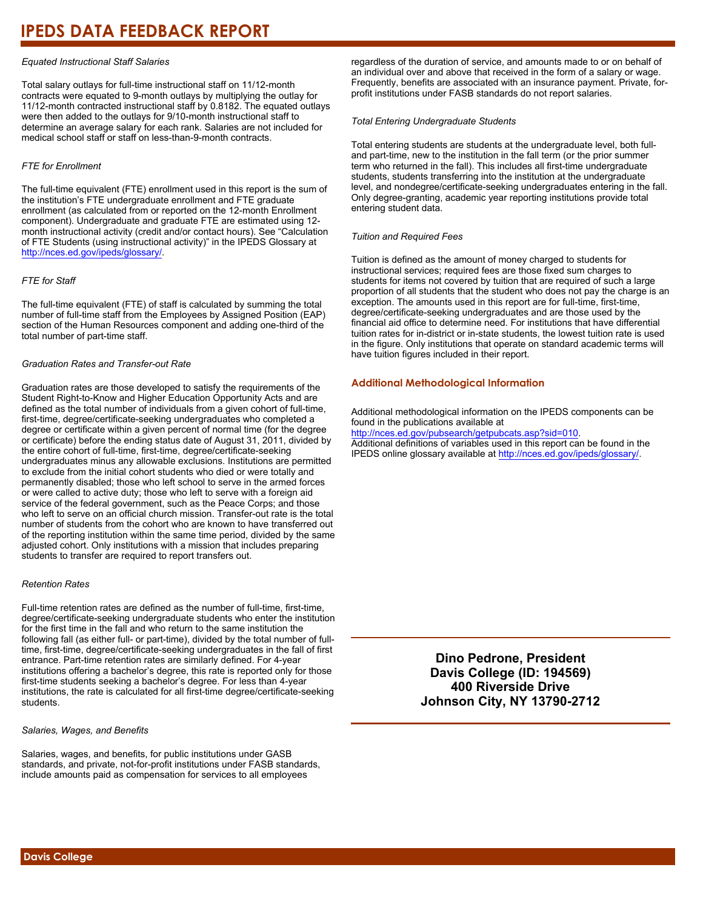*Equated Instructional Staff Salaries*

Total salary outlays for full-time instructional staff on 11/12-month contracts were equated to 9-month outlays by multiplying the outlay for 11/12-month contracted instructional staff by 0.8182. The equated outlays were then added to the outlays for 9/10-month instructional staff to determine an average salary for each rank. Salaries are not included for medical school staff or staff on less-than-9-month contracts.

*FTE for Enrollment*

The full-time equivalent (FTE) enrollment used in this report is the sum of the institution's FTE undergraduate enrollment and FTE graduate enrollment (as calculated from or reported on the 12-month Enrollment component). Undergraduate and graduate FTE are estimated using 12-month instructional activity (credit and/or contact hours). See "Calculation of FTE Students (using instructional activity)" in the IPEDS Glossary at http://nces.ed.gov/ipeds/glossary/.

*FTE for Staff*

The full-time equivalent (FTE) of staff is calculated by summing the total number of full-time staff from the Employees by Assigned Position (EAP) section of the Human Resources component and adding one-third of the total number of part-time staff.

*Graduation Rates and Transfer-out Rate*

Graduation rates are those developed to satisfy the requirements of the Student Right-to-Know and Higher Education Opportunity Acts and are defined as the total number of individuals from a given cohort of full-time, first-time, degree/certificate-seeking undergraduates who completed a degree or certificate within a given percent of normal time (for the degree or certificate) before the ending status date of August 31, 2011, divided by the entire cohort of full-time, first-time, degree/certificate-seeking undergraduates minus any allowable exclusions. Institutions are permitted to exclude from the initial cohort students who died or were totally and permanently disabled; those who left school to serve in the armed forces or were called to active duty; those who left to serve with a foreign aid service of the federal government, such as the Peace Corps; and those who left to serve on an official church mission. Transfer-out rate is the total number of students from the cohort who are known to have transferred out of the reporting institution within the same time period, divided by the same adjusted cohort. Only institutions with a mission that includes preparing students to transfer are required to report transfers out.

*Retention Rates*

Full-time retention rates are defined as the number of full-time, first-time, degree/certificate-seeking undergraduate students who enter the institution for the first time in the fall and who return to the same institution the following fall (as either full- or part-time), divided by the total number of full-time, first-time, degree/certificate-seeking undergraduates in the fall of first entrance. Part-time retention rates are similarly defined. For 4-year institutions offering a bachelor's degree, this rate is reported only for those first-time students seeking a bachelor's degree. For less than 4-year institutions, the rate is calculated for all first-time degree/certificate-seeking students.

*Salaries, Wages, and Benefits*

Salaries, wages, and benefits, for public institutions under GASB standards, and private, not-for-profit institutions under FASB standards, include amounts paid as compensation for services to all employees regardless of the duration of service, and amounts made to or on behalf of an individual over and above that received in the form of a salary or wage. Frequently, benefits are associated with an insurance payment. Private, for-profit institutions under FASB standards do not report salaries.

*Total Entering Undergraduate Students*

Total entering students are students at the undergraduate level, both full- and part-time, new to the institution in the fall term (or the prior summer term who returned in the fall). This includes all first-time undergraduate students, students transferring into the institution at the undergraduate level, and nondegree/certificate-seeking undergraduates entering in the fall. Only degree-granting, academic year reporting institutions provide total entering student data.

*Tuition and Required Fees*

Tuition is defined as the amount of money charged to students for instructional services; required fees are those fixed sum charges to students for items not covered by tuition that are required of such a large proportion of all students that the student who does not pay the charge is an exception. The amounts used in this report are for full-time, first-time, degree/certificate-seeking undergraduates and are those used by the financial aid office to determine need. For institutions that have differential tuition rates for in-district or in-state students, the lowest tuition rate is used in the figure. Only institutions that operate on standard academic terms will have tuition figures included in their report.

## Additional Methodological Information

Additional methodological information on the IPEDS components can be found in the publications available at http://nces.ed.gov/pubsearch/getpubcats.asp?sid=010.
Additional definitions of variables used in this report can be found in the IPEDS online glossary available at http://nces.ed.gov/ipeds/glossary/.

**Dino Pedrone, President**
**Davis College (ID: 194569)**
**400 Riverside Drive**
**Johnson City, NY 13790-2712**